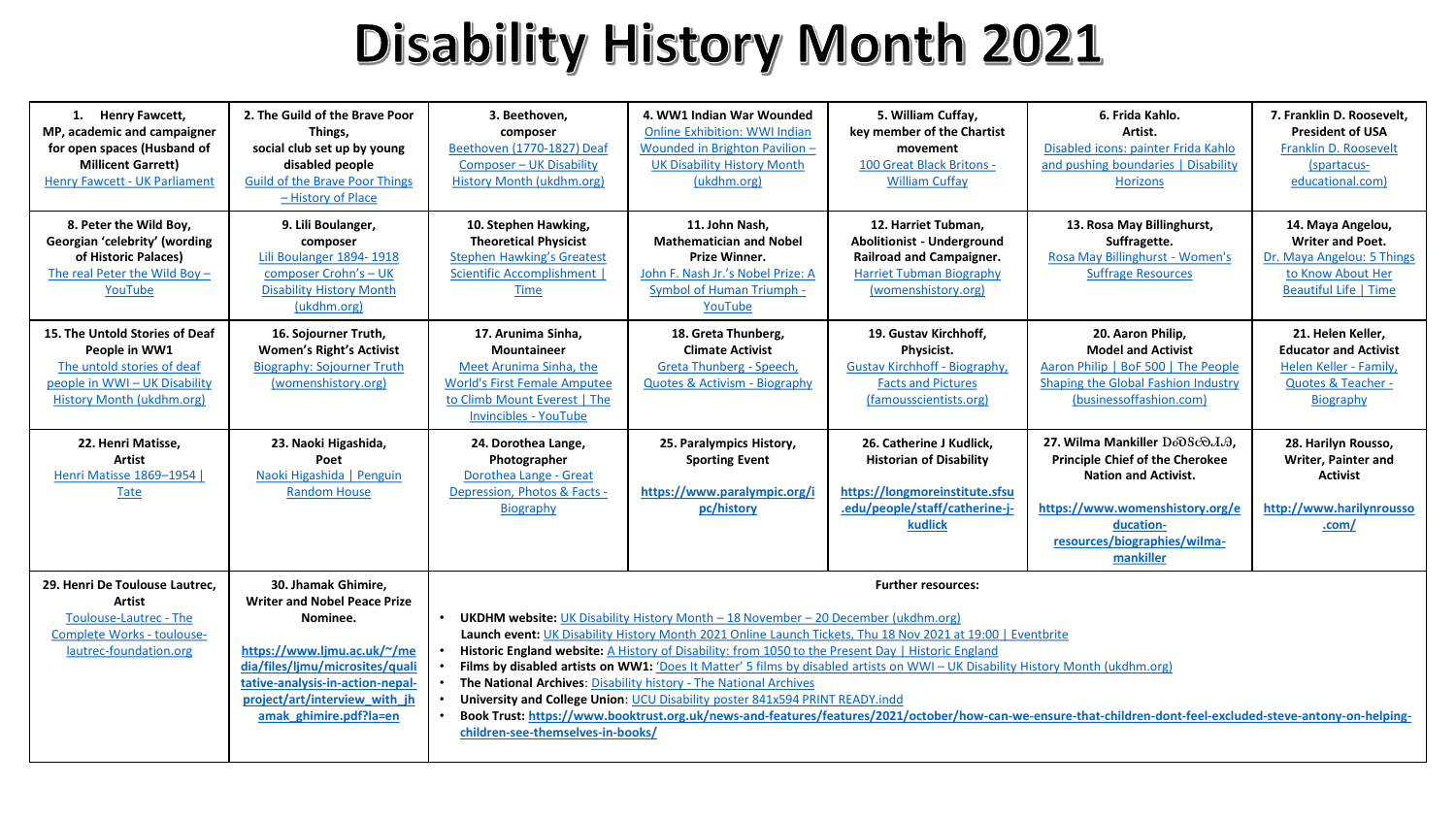# Disability History Month 2021

| | | | | | | |
|---|---|---|---|---|---|---|
| **1. Henry Fawcett, MP, academic and campaigner for open spaces (Husband of Millicent Garrett)** Henry Fawcett - UK Parliament | **2. The Guild of the Brave Poor Things, social club set up by young disabled people** Guild of the Brave Poor Things – History of Place | **3. Beethoven, composer** Beethoven (1770-1827) Deaf Composer – UK Disability History Month (ukdhm.org) | **4. WW1 Indian War Wounded** Online Exhibition: WWI Indian Wounded in Brighton Pavilion – UK Disability History Month (ukdhm.org) | **5. William Cuffay, key member of the Chartist movement** 100 Great Black Britons - William Cuffay | **6. Frida Kahlo. Artist.** Disabled icons: painter Frida Kahlo and pushing boundaries \| Disability Horizons | **7. Franklin D. Roosevelt, President of USA** Franklin D. Roosevelt (spartacus-educational.com) |
| **8. Peter the Wild Boy, Georgian 'celebrity' (wording of Historic Palaces)** The real Peter the Wild Boy – YouTube | **9. Lili Boulanger, composer** Lili Boulanger 1894- 1918 composer Crohn's – UK Disability History Month (ukdhm.org) | **10. Stephen Hawking, Theoretical Physicist** Stephen Hawking's Greatest Scientific Accomplishment \| Time | **11. John Nash, Mathematician and Nobel Prize Winner.** John F. Nash Jr.'s Nobel Prize: A Symbol of Human Triumph - YouTube | **12. Harriet Tubman, Abolitionist - Underground Railroad and Campaigner.** Harriet Tubman Biography (womenshistory.org) | **13. Rosa May Billinghurst, Suffragette.** Rosa May Billinghurst - Women's Suffrage Resources | **14. Maya Angelou, Writer and Poet.** Dr. Maya Angelou: 5 Things to Know About Her Beautiful Life \| Time |
| **15. The Untold Stories of Deaf People in WW1** The untold stories of deaf people in WWI – UK Disability History Month (ukdhm.org) | **16. Sojourner Truth, Women's Right's Activist** Biography: Sojourner Truth (womenshistory.org) | **17. Arunima Sinha, Mountaineer** Meet Arunima Sinha, the World's First Female Amputee to Climb Mount Everest \| The Invincibles - YouTube | **18. Greta Thunberg, Climate Activist** Greta Thunberg - Speech, Quotes & Activism - Biography | **19. Gustav Kirchhoff, Physicist.** Gustav Kirchhoff - Biography, Facts and Pictures (famousscientists.org) | **20. Aaron Philip, Model and Activist** Aaron Philip \| BoF 500 \| The People Shaping the Global Fashion Industry (businessoffashion.com) | **21. Helen Keller, Educator and Activist** Helen Keller - Family, Quotes & Teacher - Biography |
| **22. Henri Matisse, Artist** Henri Matisse 1869–1954 \| Tate | **23. Naoki Higashida, Poet** Naoki Higashida \| Penguin Random House | **24. Dorothea Lange, Photographer** Dorothea Lange - Great Depression, Photos & Facts - Biography | **25. Paralympics History, Sporting Event** **https://www.paralympic.org/ipc/history** | **26. Catherine J Kudlick, Historian of Disability** **https://longmoreinstitute.sfsu.edu/people/staff/catherine-j-kudlick** | **27. Wilma Mankiller ᎠᏍᏓᏯᎢᎧ, Principle Chief of the Cherokee Nation and Activist.** **https://www.womenshistory.org/education-resources/biographies/wilma-mankiller** | **28. Harilyn Rousso, Writer, Painter and Activist** **http://www.harilynrousso.com/** |
| **29. Henri De Toulouse Lautrec, Artist** Toulouse-Lautrec - The Complete Works - toulouse-lautrec-foundation.org | **30. Jhamak Ghimire, Writer and Nobel Peace Prize Nominee.** **https://www.ljmu.ac.uk/~/media/files/ljmu/microsites/qualitative-analysis-in-action-nepal-project/art/interview_with_jhamak_ghimire.pdf?la=en** | **Further resources:** <br>• **UKDHM website:** UK Disability History Month – 18 November – 20 December (ukdhm.org) **Launch event:** UK Disability History Month 2021 Online Launch Tickets, Thu 18 Nov 2021 at 19:00 \| Eventbrite <br>• **Historic England website:** A History of Disability: from 1050 to the Present Day \| Historic England <br>• **Films by disabled artists on WW1:** 'Does It Matter' 5 films by disabled artists on WWI – UK Disability History Month (ukdhm.org) <br>• **The National Archives:** Disability history - The National Archives <br>• **University and College Union:** UCU Disability poster 841x594 PRINT READY.indd <br>• **Book Trust:** **https://www.booktrust.org.uk/news-and-features/features/2021/october/how-can-we-ensure-that-children-dont-feel-excluded-steve-antony-on-helping-children-see-themselves-in-books/** | | | | |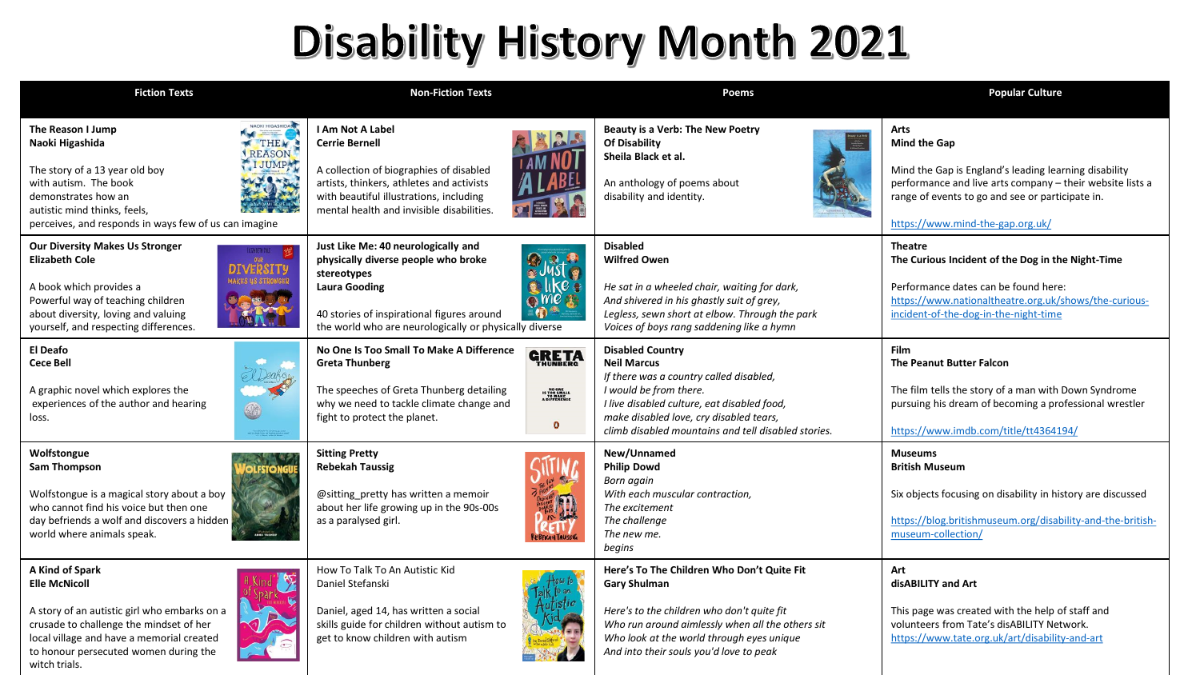# Disability History Month 2021

| Fiction Texts | Non-Fiction Texts | Poems | Popular Culture |
|---|---|---|---|
| **The Reason I Jump**<br>**Naoki Higashida**<br><br>The story of a 13 year old boy with autism. The book demonstrates how an autistic mind thinks, feels, perceives, and responds in ways few of us can imagine | **I Am Not A Label**<br>**Cerrie Bernell**<br><br>A collection of biographies of disabled artists, thinkers, athletes and activists with beautiful illustrations, including mental health and invisible disabilities. | **Beauty is a Verb: The New Poetry Of Disability**<br>**Sheila Black et al.**<br><br>An anthology of poems about disability and identity. | **Arts**<br>**Mind the Gap**<br><br>Mind the Gap is England's leading learning disability performance and live arts company – their website lists a range of events to go and see or participate in.<br><br>https://www.mind-the-gap.org.uk/ |
| **Our Diversity Makes Us Stronger**<br>**Elizabeth Cole**<br><br>A book which provides a Powerful way of teaching children about diversity, loving and valuing yourself, and respecting differences. | **Just Like Me: 40 neurologically and physically diverse people who broke stereotypes**<br>**Laura Gooding**<br><br>40 stories of inspirational figures around the world who are neurologically or physically diverse | **Disabled**<br>**Wilfred Owen**<br><br>*He sat in a wheeled chair, waiting for dark,*<br>*And shivered in his ghastly suit of grey,*<br>*Legless, sewn short at elbow. Through the park*<br>*Voices of boys rang saddening like a hymn* | **Theatre**<br>**The Curious Incident of the Dog in the Night-Time**<br><br>Performance dates can be found here: https://www.nationaltheatre.org.uk/shows/the-curious-incident-of-the-dog-in-the-night-time |
| **El Deafo**<br>**Cece Bell**<br><br>A graphic novel which explores the experiences of the author and hearing loss. | **No One Is Too Small To Make A Difference**<br>**Greta Thunberg**<br><br>The speeches of Greta Thunberg detailing why we need to tackle climate change and fight to protect the planet. | **Disabled Country**<br>**Neil Marcus**<br>*If there was a country called disabled,*<br>*I would be from there.*<br>*I live disabled culture, eat disabled food,*<br>*make disabled love, cry disabled tears,*<br>*climb disabled mountains and tell disabled stories.* | **Film**<br>**The Peanut Butter Falcon**<br><br>The film tells the story of a man with Down Syndrome pursuing his dream of becoming a professional wrestler<br><br>https://www.imdb.com/title/tt4364194/ |
| **Wolfstongue**<br>**Sam Thompson**<br><br>Wolfstongue is a magical story about a boy who cannot find his voice but then one day befriends a wolf and discovers a hidden world where animals speak. | **Sitting Pretty**<br>**Rebekah Taussig**<br><br>@sitting_pretty has written a memoir about her life growing up in the 90s-00s as a paralysed girl. | **New/Unnamed**<br>**Philip Dowd**<br>*Born again*<br>*With each muscular contraction,*<br>*The excitement*<br>*The challenge*<br>*The new me.*<br>*begins* | **Museums**<br>**British Museum**<br><br>Six objects focusing on disability in history are discussed<br><br>https://blog.britishmuseum.org/disability-and-the-british-museum-collection/ |
| **A Kind of Spark**<br>**Elle McNicoll**<br><br>A story of an autistic girl who embarks on a crusade to challenge the mindset of her local village and have a memorial created to honour persecuted women during the witch trials. | How To Talk To An Autistic Kid<br>Daniel Stefanski<br><br>Daniel, aged 14, has written a social skills guide for children without autism to get to know children with autism | **Here's To The Children Who Don't Quite Fit**<br>**Gary Shulman**<br><br>*Here's to the children who don't quite fit*<br>*Who run around aimlessly when all the others sit*<br>*Who look at the world through eyes unique*<br>*And into their souls you'd love to peak* | **Art**<br>**disABILITY and Art**<br><br>This page was created with the help of staff and volunteers from Tate's disABILITY Network.<br>https://www.tate.org.uk/art/disability-and-art |